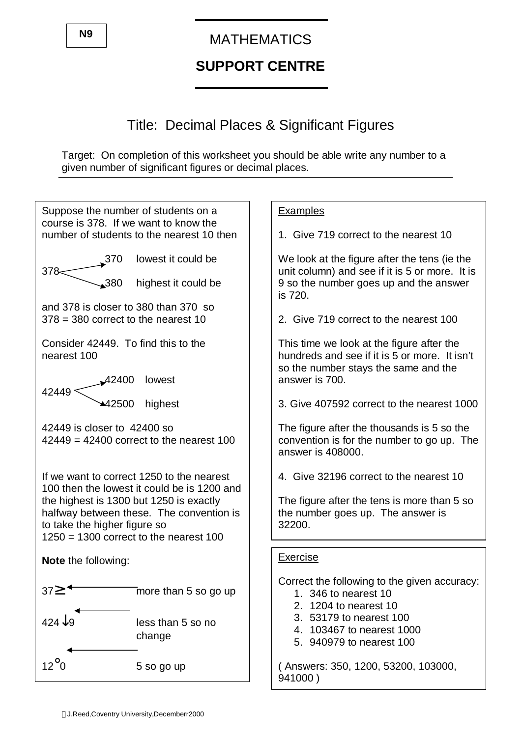N9

# MATHEMATICS

## SUPPORT CENTRE

# Title: Decimal Places & Significant Figures

Target: On completion of this worksheet you should be able write any number to a given number of significant figures or decimal places.

Suppose the number of students on a course is 378. If we want to know the number of students to the nearest 10 then

378 → 370 lowest it could be
378 → 380 highest it could be

and 378 is closer to 380 than 370 so
378 = 380 correct to the nearest 10

Consider 42449. To find this to the nearest 100

42449 → 42400 lowest
42449 → 42500 highest

42449 is closer to 42400 so
42449 = 42400 correct to the nearest 100

If we want to correct 1250 to the nearest 100 then the lowest it could be is 1200 and the highest is 1300 but 1250 is exactly halfway between these. The convention is to take the higher figure so
1250 = 1300 correct to the nearest 100

**Note** the following:

37≥ ← more than 5 so go up

424 ↓9 ← less than 5 so no change

12°0 ← 5 so go up

Examples

1. Give 719 correct to the nearest 10

We look at the figure after the tens (ie the unit column) and see if it is 5 or more. It is 9 so the number goes up and the answer is 720.

2. Give 719 correct to the nearest 100

This time we look at the figure after the hundreds and see if it is 5 or more. It isn't so the number stays the same and the answer is 700.

3. Give 407592 correct to the nearest 1000

The figure after the thousands is 5 so the convention is for the number to go up. The answer is 408000.

4. Give 32196 correct to the nearest 10

The figure after the tens is more than 5 so the number goes up. The answer is 32200.

Exercise

Correct the following to the given accuracy:

1. 346 to nearest 10
2. 1204 to nearest 10
3. 53179 to nearest 100
4. 103467 to nearest 1000
5. 940979 to nearest 100

( Answers: 350, 1200, 53200, 103000, 941000 )

J.Reed,Coventry University,Decemberr2000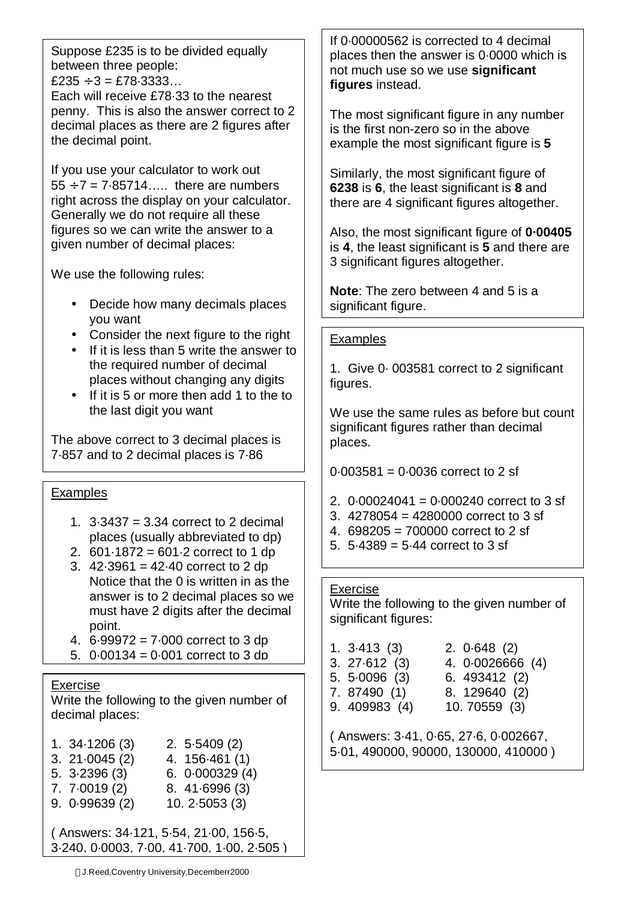Suppose £235 is to be divided equally between three people:

£235 ÷ 3 = £78·3333…

Each will receive £78·33 to the nearest penny. This is also the answer correct to 2 decimal places as there are 2 figures after the decimal point.

If you use your calculator to work out 55 ÷ 7 = 7·85714….. there are numbers right across the display on your calculator. Generally we do not require all these figures so we can write the answer to a given number of decimal places:

We use the following rules:

- Decide how many decimals places you want
- Consider the next figure to the right
- If it is less than 5 write the answer to the required number of decimal places without changing any digits
- If it is 5 or more then add 1 to the to the last digit you want

The above correct to 3 decimal places is 7·857 and to 2 decimal places is 7·86

Examples

1. 3·3437 = 3.34 correct to 2 decimal places (usually abbreviated to dp)
2. 601·1872 = 601·2 correct to 1 dp
3. 42·3961 = 42·40 correct to 2 dp Notice that the 0 is written in as the answer is to 2 decimal places so we must have 2 digits after the decimal point.
4. 6·99972 = 7·000 correct to 3 dp
5. 0·00134 = 0·001 correct to 3 dp

Exercise

Write the following to the given number of decimal places:

| | |
|---|---|
| 1. 34·1206 (3) | 2. 5·5409 (2) |
| 3. 21·0045 (2) | 4. 156·461 (1) |
| 5. 3·2396 (3) | 6. 0·000329 (4) |
| 7. 7·0019 (2) | 8. 41·6996 (3) |
| 9. 0·99639 (2) | 10. 2·5053 (3) |

( Answers: 34·121, 5·54, 21·00, 156·5, 3·240, 0·0003, 7·00, 41·700, 1·00, 2·505 )

If 0·00000562 is corrected to 4 decimal places then the answer is 0·0000 which is not much use so we use **significant figures** instead.

The most significant figure in any number is the first non-zero so in the above example the most significant figure is **5**

Similarly, the most significant figure of **6238** is **6**, the least significant is **8** and there are 4 significant figures altogether.

Also, the most significant figure of **0·00405** is **4**, the least significant is **5** and there are 3 significant figures altogether.

**Note**: The zero between 4 and 5 is a significant figure.

Examples

1. Give 0· 003581 correct to 2 significant figures.

We use the same rules as before but count significant figures rather than decimal places.

0·003581 = 0·0036 correct to 2 sf

2. 0·00024041 = 0·000240 correct to 3 sf
3. 4278054 = 4280000 correct to 3 sf
4. 698205 = 700000 correct to 2 sf
5. 5·4389 = 5·44 correct to 3 sf

Exercise

Write the following to the given number of significant figures:

| | |
|---|---|
| 1. 3·413 (3) | 2. 0·648 (2) |
| 3. 27·612 (3) | 4. 0·0026666 (4) |
| 5. 5·0096 (3) | 6. 493412 (2) |
| 7. 87490 (1) | 8. 129640 (2) |
| 9. 409983 (4) | 10. 70559 (3) |

( Answers: 3·41, 0·65, 27·6, 0·002667, 5·01, 490000, 90000, 130000, 410000 )